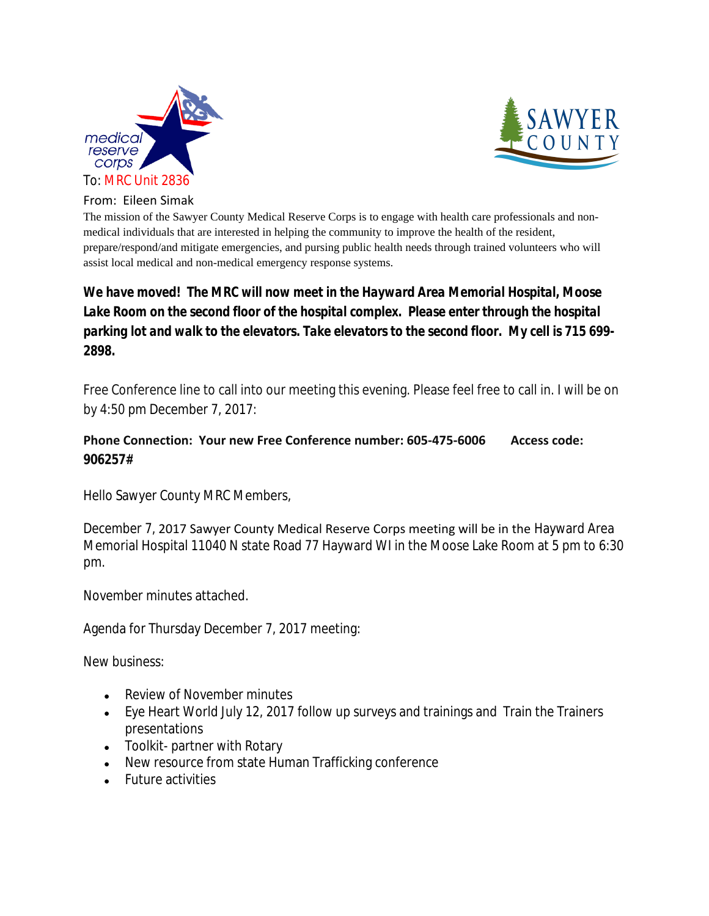To: MRC Unit 2836

From: Eileen Simak

The mission of the Sawyer County Medical Reserve Corps is to engage with health care professionals and non-medical individuals that are interested in helping the community to improve the health of the resident, prepare/respond/and mitigate emergencies, and pursing public health needs through trained volunteers who will assist local medical and non-medical emergency response systems.

***We have moved! The MRC will now meet in the Hayward Area Memorial Hospital, Moose Lake Room on the second floor of the hospital complex. Please enter through the hospital parking lot and walk to the elevators. Take elevators to the second floor. My cell is 715 699-2898.***

Free Conference line to call into our meeting this evening. Please feel free to call in. I will be on by 4:50 pm December 7, 2017:

**Phone Connection: Your new Free Conference number: 605-475-6006 Access code: 906257#**

Hello Sawyer County MRC Members,

December 7, 2017 Sawyer County Medical Reserve Corps meeting will be in the Hayward Area Memorial Hospital 11040 N state Road 77 Hayward WI in the Moose Lake Room at 5 pm to 6:30 pm.

November minutes attached.

Agenda for Thursday December 7, 2017 meeting:

New business:

- Review of November minutes
- Eye Heart World July 12, 2017 follow up surveys and trainings and Train the Trainers presentations
- Toolkit- partner with Rotary
- New resource from state Human Trafficking conference
- Future activities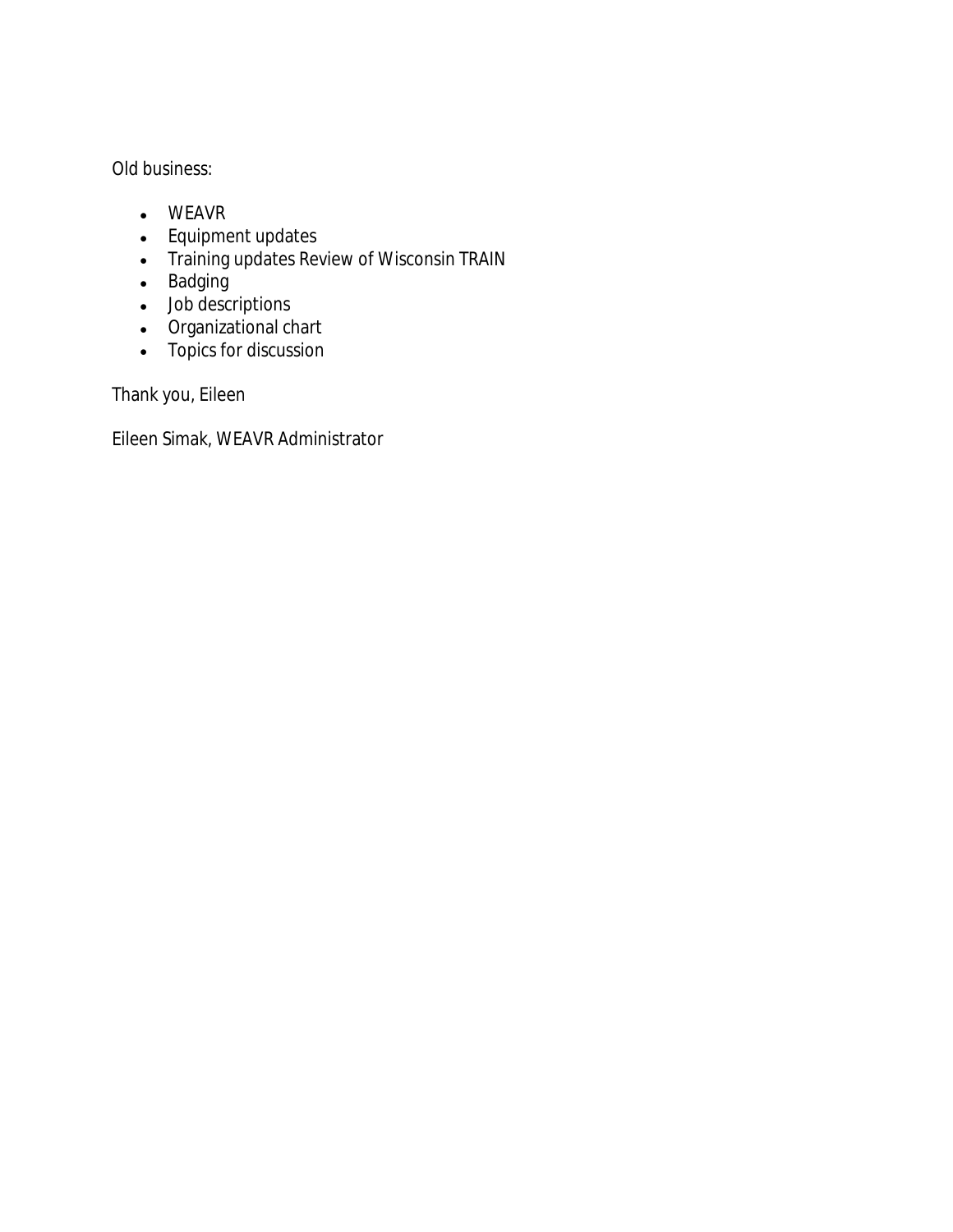Old business:

- WEAVR
- Equipment updates
- Training updates Review of Wisconsin TRAIN
- Badging
- Job descriptions
- Organizational chart
- Topics for discussion

Thank you, Eileen

Eileen Simak, WEAVR Administrator